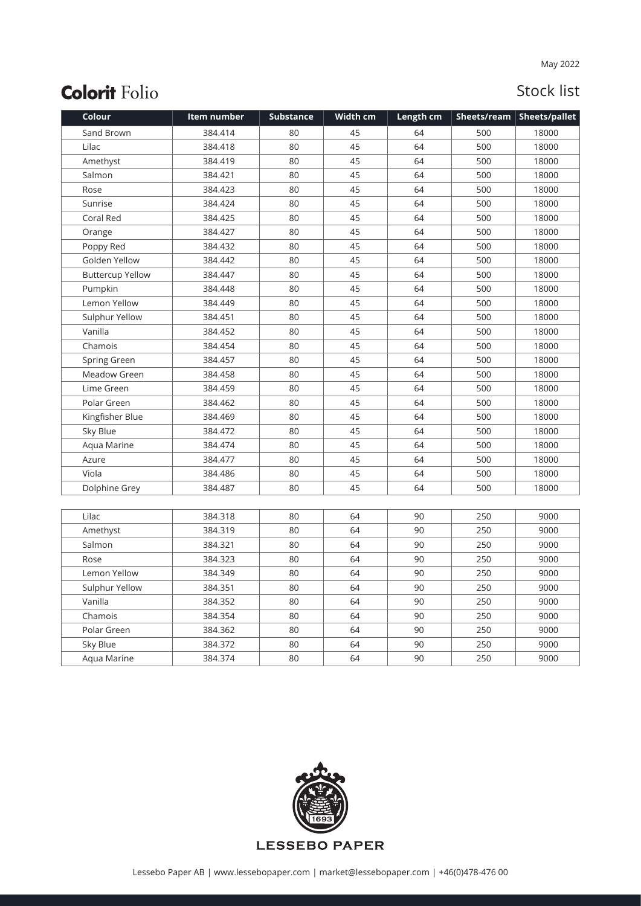May 2022

# Colorit Folio

## Stock list

| Colour | Item number | Substance | Width cm | Length cm | Sheets/ream | Sheets/pallet |
|---|---|---|---|---|---|---|
| Sand Brown | 384.414 | 80 | 45 | 64 | 500 | 18000 |
| Lilac | 384.418 | 80 | 45 | 64 | 500 | 18000 |
| Amethyst | 384.419 | 80 | 45 | 64 | 500 | 18000 |
| Salmon | 384.421 | 80 | 45 | 64 | 500 | 18000 |
| Rose | 384.423 | 80 | 45 | 64 | 500 | 18000 |
| Sunrise | 384.424 | 80 | 45 | 64 | 500 | 18000 |
| Coral Red | 384.425 | 80 | 45 | 64 | 500 | 18000 |
| Orange | 384.427 | 80 | 45 | 64 | 500 | 18000 |
| Poppy Red | 384.432 | 80 | 45 | 64 | 500 | 18000 |
| Golden Yellow | 384.442 | 80 | 45 | 64 | 500 | 18000 |
| Buttercup Yellow | 384.447 | 80 | 45 | 64 | 500 | 18000 |
| Pumpkin | 384.448 | 80 | 45 | 64 | 500 | 18000 |
| Lemon Yellow | 384.449 | 80 | 45 | 64 | 500 | 18000 |
| Sulphur Yellow | 384.451 | 80 | 45 | 64 | 500 | 18000 |
| Vanilla | 384.452 | 80 | 45 | 64 | 500 | 18000 |
| Chamois | 384.454 | 80 | 45 | 64 | 500 | 18000 |
| Spring Green | 384.457 | 80 | 45 | 64 | 500 | 18000 |
| Meadow Green | 384.458 | 80 | 45 | 64 | 500 | 18000 |
| Lime Green | 384.459 | 80 | 45 | 64 | 500 | 18000 |
| Polar Green | 384.462 | 80 | 45 | 64 | 500 | 18000 |
| Kingfisher Blue | 384.469 | 80 | 45 | 64 | 500 | 18000 |
| Sky Blue | 384.472 | 80 | 45 | 64 | 500 | 18000 |
| Aqua Marine | 384.474 | 80 | 45 | 64 | 500 | 18000 |
| Azure | 384.477 | 80 | 45 | 64 | 500 | 18000 |
| Viola | 384.486 | 80 | 45 | 64 | 500 | 18000 |
| Dolphine Grey | 384.487 | 80 | 45 | 64 | 500 | 18000 |
| Lilac | 384.318 | 80 | 64 | 90 | 250 | 9000 |
| Amethyst | 384.319 | 80 | 64 | 90 | 250 | 9000 |
| Salmon | 384.321 | 80 | 64 | 90 | 250 | 9000 |
| Rose | 384.323 | 80 | 64 | 90 | 250 | 9000 |
| Lemon Yellow | 384.349 | 80 | 64 | 90 | 250 | 9000 |
| Sulphur Yellow | 384.351 | 80 | 64 | 90 | 250 | 9000 |
| Vanilla | 384.352 | 80 | 64 | 90 | 250 | 9000 |
| Chamois | 384.354 | 80 | 64 | 90 | 250 | 9000 |
| Polar Green | 384.362 | 80 | 64 | 90 | 250 | 9000 |
| Sky Blue | 384.372 | 80 | 64 | 90 | 250 | 9000 |
| Aqua Marine | 384.374 | 80 | 64 | 90 | 250 | 9000 |

LESSEBO PAPER

Lessebo Paper AB | www.lessebopaper.com | market@lessebopaper.com | +46(0)478-476 00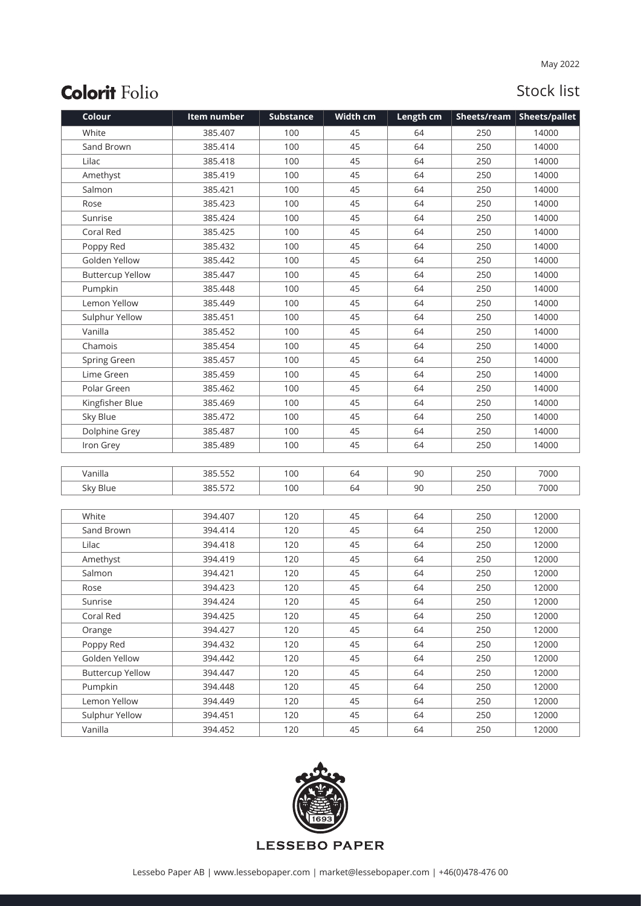May 2022

# Colorit Folio

## Stock list

| Colour | Item number | Substance | Width cm | Length cm | Sheets/ream | Sheets/pallet |
|---|---|---|---|---|---|---|
| White | 385.407 | 100 | 45 | 64 | 250 | 14000 |
| Sand Brown | 385.414 | 100 | 45 | 64 | 250 | 14000 |
| Lilac | 385.418 | 100 | 45 | 64 | 250 | 14000 |
| Amethyst | 385.419 | 100 | 45 | 64 | 250 | 14000 |
| Salmon | 385.421 | 100 | 45 | 64 | 250 | 14000 |
| Rose | 385.423 | 100 | 45 | 64 | 250 | 14000 |
| Sunrise | 385.424 | 100 | 45 | 64 | 250 | 14000 |
| Coral Red | 385.425 | 100 | 45 | 64 | 250 | 14000 |
| Poppy Red | 385.432 | 100 | 45 | 64 | 250 | 14000 |
| Golden Yellow | 385.442 | 100 | 45 | 64 | 250 | 14000 |
| Buttercup Yellow | 385.447 | 100 | 45 | 64 | 250 | 14000 |
| Pumpkin | 385.448 | 100 | 45 | 64 | 250 | 14000 |
| Lemon Yellow | 385.449 | 100 | 45 | 64 | 250 | 14000 |
| Sulphur Yellow | 385.451 | 100 | 45 | 64 | 250 | 14000 |
| Vanilla | 385.452 | 100 | 45 | 64 | 250 | 14000 |
| Chamois | 385.454 | 100 | 45 | 64 | 250 | 14000 |
| Spring Green | 385.457 | 100 | 45 | 64 | 250 | 14000 |
| Lime Green | 385.459 | 100 | 45 | 64 | 250 | 14000 |
| Polar Green | 385.462 | 100 | 45 | 64 | 250 | 14000 |
| Kingfisher Blue | 385.469 | 100 | 45 | 64 | 250 | 14000 |
| Sky Blue | 385.472 | 100 | 45 | 64 | 250 | 14000 |
| Dolphine Grey | 385.487 | 100 | 45 | 64 | 250 | 14000 |
| Iron Grey | 385.489 | 100 | 45 | 64 | 250 | 14000 |
| | | | | | | |
| Vanilla | 385.552 | 100 | 64 | 90 | 250 | 7000 |
| Sky Blue | 385.572 | 100 | 64 | 90 | 250 | 7000 |
| | | | | | | |
| White | 394.407 | 120 | 45 | 64 | 250 | 12000 |
| Sand Brown | 394.414 | 120 | 45 | 64 | 250 | 12000 |
| Lilac | 394.418 | 120 | 45 | 64 | 250 | 12000 |
| Amethyst | 394.419 | 120 | 45 | 64 | 250 | 12000 |
| Salmon | 394.421 | 120 | 45 | 64 | 250 | 12000 |
| Rose | 394.423 | 120 | 45 | 64 | 250 | 12000 |
| Sunrise | 394.424 | 120 | 45 | 64 | 250 | 12000 |
| Coral Red | 394.425 | 120 | 45 | 64 | 250 | 12000 |
| Orange | 394.427 | 120 | 45 | 64 | 250 | 12000 |
| Poppy Red | 394.432 | 120 | 45 | 64 | 250 | 12000 |
| Golden Yellow | 394.442 | 120 | 45 | 64 | 250 | 12000 |
| Buttercup Yellow | 394.447 | 120 | 45 | 64 | 250 | 12000 |
| Pumpkin | 394.448 | 120 | 45 | 64 | 250 | 12000 |
| Lemon Yellow | 394.449 | 120 | 45 | 64 | 250 | 12000 |
| Sulphur Yellow | 394.451 | 120 | 45 | 64 | 250 | 12000 |
| Vanilla | 394.452 | 120 | 45 | 64 | 250 | 12000 |

LESSEBO PAPER

Lessebo Paper AB | www.lessebopaper.com | market@lessebopaper.com | +46(0)478-476 00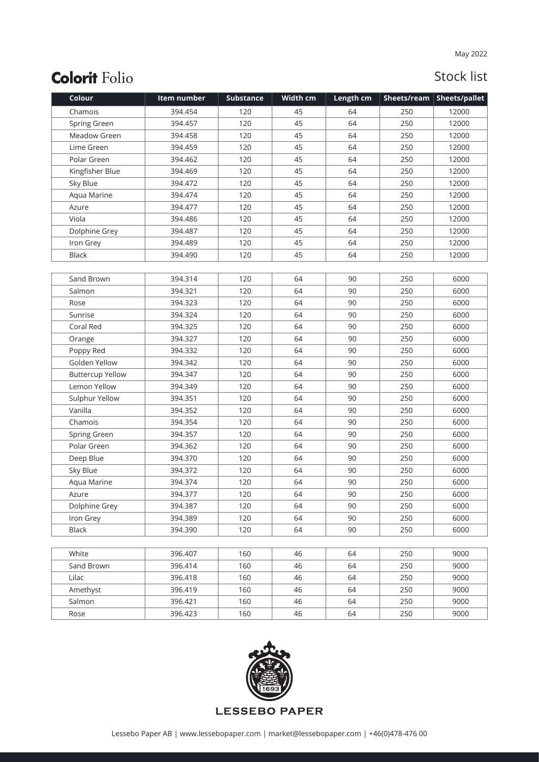May 2022

# Colorit Folio

## Stock list

| Colour | Item number | Substance | Width cm | Length cm | Sheets/ream | Sheets/pallet |
|---|---|---|---|---|---|---|
| Chamois | 394.454 | 120 | 45 | 64 | 250 | 12000 |
| Spring Green | 394.457 | 120 | 45 | 64 | 250 | 12000 |
| Meadow Green | 394.458 | 120 | 45 | 64 | 250 | 12000 |
| Lime Green | 394.459 | 120 | 45 | 64 | 250 | 12000 |
| Polar Green | 394.462 | 120 | 45 | 64 | 250 | 12000 |
| Kingfisher Blue | 394.469 | 120 | 45 | 64 | 250 | 12000 |
| Sky Blue | 394.472 | 120 | 45 | 64 | 250 | 12000 |
| Aqua Marine | 394.474 | 120 | 45 | 64 | 250 | 12000 |
| Azure | 394.477 | 120 | 45 | 64 | 250 | 12000 |
| Viola | 394.486 | 120 | 45 | 64 | 250 | 12000 |
| Dolphine Grey | 394.487 | 120 | 45 | 64 | 250 | 12000 |
| Iron Grey | 394.489 | 120 | 45 | 64 | 250 | 12000 |
| Black | 394.490 | 120 | 45 | 64 | 250 | 12000 |
| Sand Brown | 394.314 | 120 | 64 | 90 | 250 | 6000 |
| Salmon | 394.321 | 120 | 64 | 90 | 250 | 6000 |
| Rose | 394.323 | 120 | 64 | 90 | 250 | 6000 |
| Sunrise | 394.324 | 120 | 64 | 90 | 250 | 6000 |
| Coral Red | 394.325 | 120 | 64 | 90 | 250 | 6000 |
| Orange | 394.327 | 120 | 64 | 90 | 250 | 6000 |
| Poppy Red | 394.332 | 120 | 64 | 90 | 250 | 6000 |
| Golden Yellow | 394.342 | 120 | 64 | 90 | 250 | 6000 |
| Buttercup Yellow | 394.347 | 120 | 64 | 90 | 250 | 6000 |
| Lemon Yellow | 394.349 | 120 | 64 | 90 | 250 | 6000 |
| Sulphur Yellow | 394.351 | 120 | 64 | 90 | 250 | 6000 |
| Vanilla | 394.352 | 120 | 64 | 90 | 250 | 6000 |
| Chamois | 394.354 | 120 | 64 | 90 | 250 | 6000 |
| Spring Green | 394.357 | 120 | 64 | 90 | 250 | 6000 |
| Polar Green | 394.362 | 120 | 64 | 90 | 250 | 6000 |
| Deep Blue | 394.370 | 120 | 64 | 90 | 250 | 6000 |
| Sky Blue | 394.372 | 120 | 64 | 90 | 250 | 6000 |
| Aqua Marine | 394.374 | 120 | 64 | 90 | 250 | 6000 |
| Azure | 394.377 | 120 | 64 | 90 | 250 | 6000 |
| Dolphine Grey | 394.387 | 120 | 64 | 90 | 250 | 6000 |
| Iron Grey | 394.389 | 120 | 64 | 90 | 250 | 6000 |
| Black | 394.390 | 120 | 64 | 90 | 250 | 6000 |
| White | 396.407 | 160 | 46 | 64 | 250 | 9000 |
| Sand Brown | 396.414 | 160 | 46 | 64 | 250 | 9000 |
| Lilac | 396.418 | 160 | 46 | 64 | 250 | 9000 |
| Amethyst | 396.419 | 160 | 46 | 64 | 250 | 9000 |
| Salmon | 396.421 | 160 | 46 | 64 | 250 | 9000 |
| Rose | 396.423 | 160 | 46 | 64 | 250 | 9000 |

LESSEBO PAPER

Lessebo Paper AB | www.lessebopaper.com | market@lessebopaper.com | +46(0)478-476 00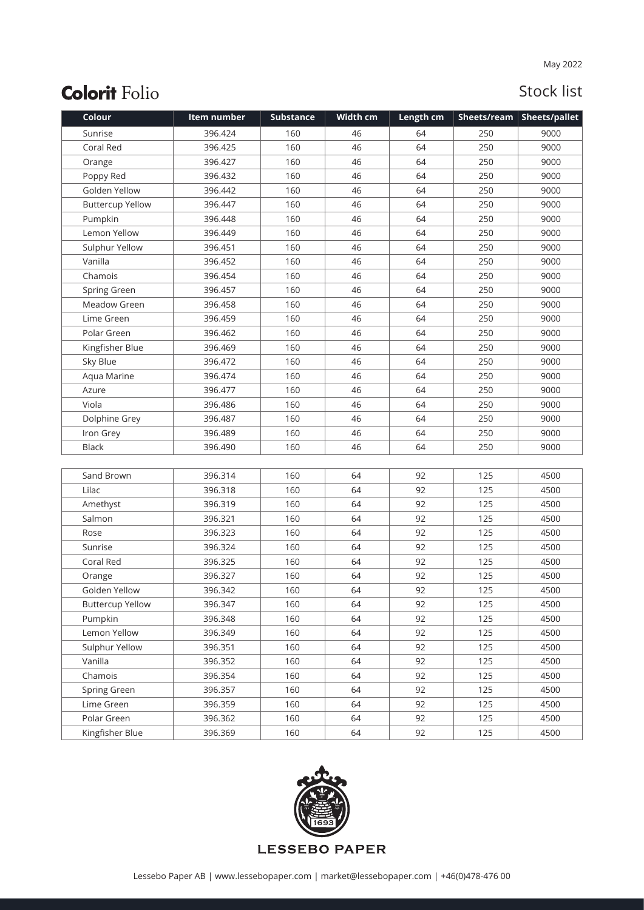May 2022

# **Colorit** Folio

## Stock list

| Colour | Item number | Substance | Width cm | Length cm | Sheets/ream | Sheets/pallet |
|---|---|---|---|---|---|---|
| Sunrise | 396.424 | 160 | 46 | 64 | 250 | 9000 |
| Coral Red | 396.425 | 160 | 46 | 64 | 250 | 9000 |
| Orange | 396.427 | 160 | 46 | 64 | 250 | 9000 |
| Poppy Red | 396.432 | 160 | 46 | 64 | 250 | 9000 |
| Golden Yellow | 396.442 | 160 | 46 | 64 | 250 | 9000 |
| Buttercup Yellow | 396.447 | 160 | 46 | 64 | 250 | 9000 |
| Pumpkin | 396.448 | 160 | 46 | 64 | 250 | 9000 |
| Lemon Yellow | 396.449 | 160 | 46 | 64 | 250 | 9000 |
| Sulphur Yellow | 396.451 | 160 | 46 | 64 | 250 | 9000 |
| Vanilla | 396.452 | 160 | 46 | 64 | 250 | 9000 |
| Chamois | 396.454 | 160 | 46 | 64 | 250 | 9000 |
| Spring Green | 396.457 | 160 | 46 | 64 | 250 | 9000 |
| Meadow Green | 396.458 | 160 | 46 | 64 | 250 | 9000 |
| Lime Green | 396.459 | 160 | 46 | 64 | 250 | 9000 |
| Polar Green | 396.462 | 160 | 46 | 64 | 250 | 9000 |
| Kingfisher Blue | 396.469 | 160 | 46 | 64 | 250 | 9000 |
| Sky Blue | 396.472 | 160 | 46 | 64 | 250 | 9000 |
| Aqua Marine | 396.474 | 160 | 46 | 64 | 250 | 9000 |
| Azure | 396.477 | 160 | 46 | 64 | 250 | 9000 |
| Viola | 396.486 | 160 | 46 | 64 | 250 | 9000 |
| Dolphine Grey | 396.487 | 160 | 46 | 64 | 250 | 9000 |
| Iron Grey | 396.489 | 160 | 46 | 64 | 250 | 9000 |
| Black | 396.490 | 160 | 46 | 64 | 250 | 9000 |

| Colour | Item number | Substance | Width cm | Length cm | Sheets/ream | Sheets/pallet |
|---|---|---|---|---|---|---|
| Sand Brown | 396.314 | 160 | 64 | 92 | 125 | 4500 |
| Lilac | 396.318 | 160 | 64 | 92 | 125 | 4500 |
| Amethyst | 396.319 | 160 | 64 | 92 | 125 | 4500 |
| Salmon | 396.321 | 160 | 64 | 92 | 125 | 4500 |
| Rose | 396.323 | 160 | 64 | 92 | 125 | 4500 |
| Sunrise | 396.324 | 160 | 64 | 92 | 125 | 4500 |
| Coral Red | 396.325 | 160 | 64 | 92 | 125 | 4500 |
| Orange | 396.327 | 160 | 64 | 92 | 125 | 4500 |
| Golden Yellow | 396.342 | 160 | 64 | 92 | 125 | 4500 |
| Buttercup Yellow | 396.347 | 160 | 64 | 92 | 125 | 4500 |
| Pumpkin | 396.348 | 160 | 64 | 92 | 125 | 4500 |
| Lemon Yellow | 396.349 | 160 | 64 | 92 | 125 | 4500 |
| Sulphur Yellow | 396.351 | 160 | 64 | 92 | 125 | 4500 |
| Vanilla | 396.352 | 160 | 64 | 92 | 125 | 4500 |
| Chamois | 396.354 | 160 | 64 | 92 | 125 | 4500 |
| Spring Green | 396.357 | 160 | 64 | 92 | 125 | 4500 |
| Lime Green | 396.359 | 160 | 64 | 92 | 125 | 4500 |
| Polar Green | 396.362 | 160 | 64 | 92 | 125 | 4500 |
| Kingfisher Blue | 396.369 | 160 | 64 | 92 | 125 | 4500 |

LESSEBO PAPER

Lessebo Paper AB | www.lessebopaper.com | market@lessebopaper.com | +46(0)478-476 00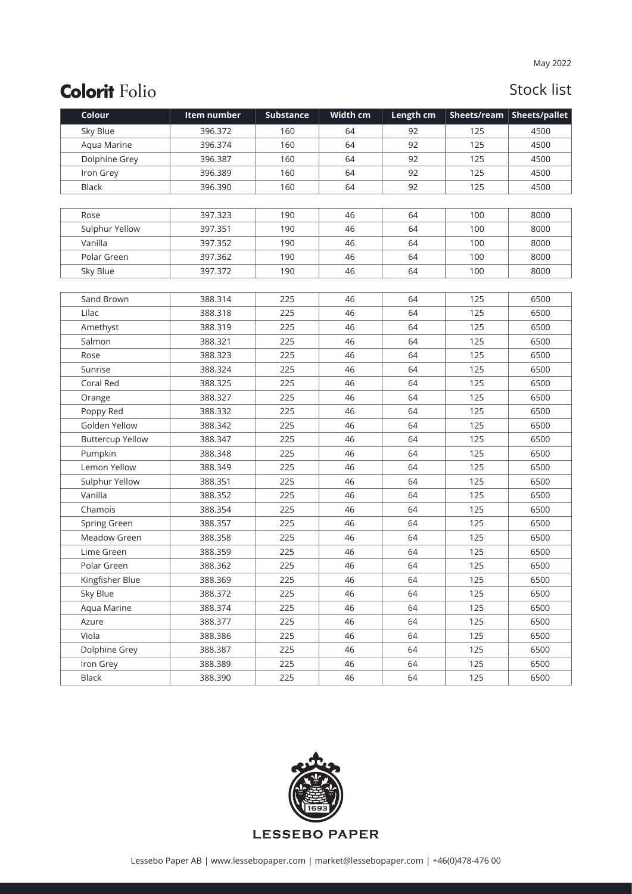May 2022

# Colorit Folio

## Stock list

| Colour | Item number | Substance | Width cm | Length cm | Sheets/ream | Sheets/pallet |
|---|---|---|---|---|---|---|
| Sky Blue | 396.372 | 160 | 64 | 92 | 125 | 4500 |
| Aqua Marine | 396.374 | 160 | 64 | 92 | 125 | 4500 |
| Dolphine Grey | 396.387 | 160 | 64 | 92 | 125 | 4500 |
| Iron Grey | 396.389 | 160 | 64 | 92 | 125 | 4500 |
| Black | 396.390 | 160 | 64 | 92 | 125 | 4500 |
| | | | | | | |
| Rose | 397.323 | 190 | 46 | 64 | 100 | 8000 |
| Sulphur Yellow | 397.351 | 190 | 46 | 64 | 100 | 8000 |
| Vanilla | 397.352 | 190 | 46 | 64 | 100 | 8000 |
| Polar Green | 397.362 | 190 | 46 | 64 | 100 | 8000 |
| Sky Blue | 397.372 | 190 | 46 | 64 | 100 | 8000 |
| | | | | | | |
| Sand Brown | 388.314 | 225 | 46 | 64 | 125 | 6500 |
| Lilac | 388.318 | 225 | 46 | 64 | 125 | 6500 |
| Amethyst | 388.319 | 225 | 46 | 64 | 125 | 6500 |
| Salmon | 388.321 | 225 | 46 | 64 | 125 | 6500 |
| Rose | 388.323 | 225 | 46 | 64 | 125 | 6500 |
| Sunrise | 388.324 | 225 | 46 | 64 | 125 | 6500 |
| Coral Red | 388.325 | 225 | 46 | 64 | 125 | 6500 |
| Orange | 388.327 | 225 | 46 | 64 | 125 | 6500 |
| Poppy Red | 388.332 | 225 | 46 | 64 | 125 | 6500 |
| Golden Yellow | 388.342 | 225 | 46 | 64 | 125 | 6500 |
| Buttercup Yellow | 388.347 | 225 | 46 | 64 | 125 | 6500 |
| Pumpkin | 388.348 | 225 | 46 | 64 | 125 | 6500 |
| Lemon Yellow | 388.349 | 225 | 46 | 64 | 125 | 6500 |
| Sulphur Yellow | 388.351 | 225 | 46 | 64 | 125 | 6500 |
| Vanilla | 388.352 | 225 | 46 | 64 | 125 | 6500 |
| Chamois | 388.354 | 225 | 46 | 64 | 125 | 6500 |
| Spring Green | 388.357 | 225 | 46 | 64 | 125 | 6500 |
| Meadow Green | 388.358 | 225 | 46 | 64 | 125 | 6500 |
| Lime Green | 388.359 | 225 | 46 | 64 | 125 | 6500 |
| Polar Green | 388.362 | 225 | 46 | 64 | 125 | 6500 |
| Kingfisher Blue | 388.369 | 225 | 46 | 64 | 125 | 6500 |
| Sky Blue | 388.372 | 225 | 46 | 64 | 125 | 6500 |
| Aqua Marine | 388.374 | 225 | 46 | 64 | 125 | 6500 |
| Azure | 388.377 | 225 | 46 | 64 | 125 | 6500 |
| Viola | 388.386 | 225 | 46 | 64 | 125 | 6500 |
| Dolphine Grey | 388.387 | 225 | 46 | 64 | 125 | 6500 |
| Iron Grey | 388.389 | 225 | 46 | 64 | 125 | 6500 |
| Black | 388.390 | 225 | 46 | 64 | 125 | 6500 |

LESSEBO PAPER

Lessebo Paper AB | www.lessebopaper.com | market@lessebopaper.com | +46(0)478-476 00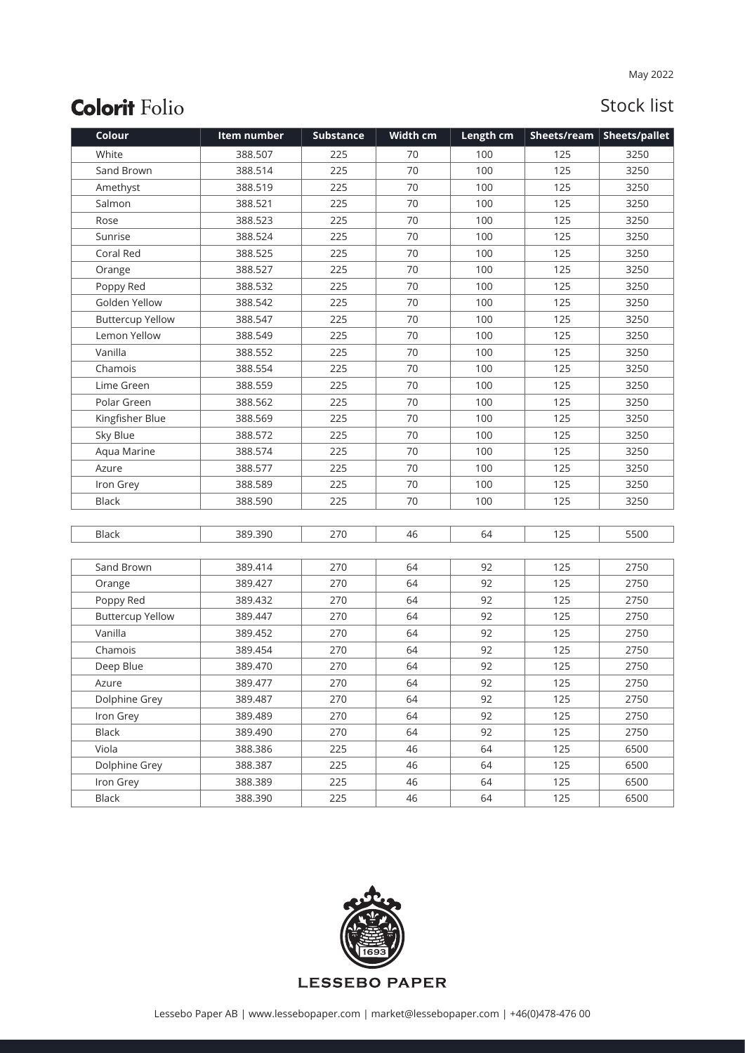May 2022

# Colorit Folio

## Stock list

| Colour | Item number | Substance | Width cm | Length cm | Sheets/ream | Sheets/pallet |
|---|---|---|---|---|---|---|
| White | 388.507 | 225 | 70 | 100 | 125 | 3250 |
| Sand Brown | 388.514 | 225 | 70 | 100 | 125 | 3250 |
| Amethyst | 388.519 | 225 | 70 | 100 | 125 | 3250 |
| Salmon | 388.521 | 225 | 70 | 100 | 125 | 3250 |
| Rose | 388.523 | 225 | 70 | 100 | 125 | 3250 |
| Sunrise | 388.524 | 225 | 70 | 100 | 125 | 3250 |
| Coral Red | 388.525 | 225 | 70 | 100 | 125 | 3250 |
| Orange | 388.527 | 225 | 70 | 100 | 125 | 3250 |
| Poppy Red | 388.532 | 225 | 70 | 100 | 125 | 3250 |
| Golden Yellow | 388.542 | 225 | 70 | 100 | 125 | 3250 |
| Buttercup Yellow | 388.547 | 225 | 70 | 100 | 125 | 3250 |
| Lemon Yellow | 388.549 | 225 | 70 | 100 | 125 | 3250 |
| Vanilla | 388.552 | 225 | 70 | 100 | 125 | 3250 |
| Chamois | 388.554 | 225 | 70 | 100 | 125 | 3250 |
| Lime Green | 388.559 | 225 | 70 | 100 | 125 | 3250 |
| Polar Green | 388.562 | 225 | 70 | 100 | 125 | 3250 |
| Kingfisher Blue | 388.569 | 225 | 70 | 100 | 125 | 3250 |
| Sky Blue | 388.572 | 225 | 70 | 100 | 125 | 3250 |
| Aqua Marine | 388.574 | 225 | 70 | 100 | 125 | 3250 |
| Azure | 388.577 | 225 | 70 | 100 | 125 | 3250 |
| Iron Grey | 388.589 | 225 | 70 | 100 | 125 | 3250 |
| Black | 388.590 | 225 | 70 | 100 | 125 | 3250 |
| Black | 389.390 | 270 | 46 | 64 | 125 | 5500 |
| Sand Brown | 389.414 | 270 | 64 | 92 | 125 | 2750 |
| Orange | 389.427 | 270 | 64 | 92 | 125 | 2750 |
| Poppy Red | 389.432 | 270 | 64 | 92 | 125 | 2750 |
| Buttercup Yellow | 389.447 | 270 | 64 | 92 | 125 | 2750 |
| Vanilla | 389.452 | 270 | 64 | 92 | 125 | 2750 |
| Chamois | 389.454 | 270 | 64 | 92 | 125 | 2750 |
| Deep Blue | 389.470 | 270 | 64 | 92 | 125 | 2750 |
| Azure | 389.477 | 270 | 64 | 92 | 125 | 2750 |
| Dolphine Grey | 389.487 | 270 | 64 | 92 | 125 | 2750 |
| Iron Grey | 389.489 | 270 | 64 | 92 | 125 | 2750 |
| Black | 389.490 | 270 | 64 | 92 | 125 | 2750 |
| Viola | 388.386 | 225 | 46 | 64 | 125 | 6500 |
| Dolphine Grey | 388.387 | 225 | 46 | 64 | 125 | 6500 |
| Iron Grey | 388.389 | 225 | 46 | 64 | 125 | 6500 |
| Black | 388.390 | 225 | 46 | 64 | 125 | 6500 |

LESSEBO PAPER

Lessebo Paper AB | www.lessebopaper.com | market@lessebopaper.com | +46(0)478-476 00